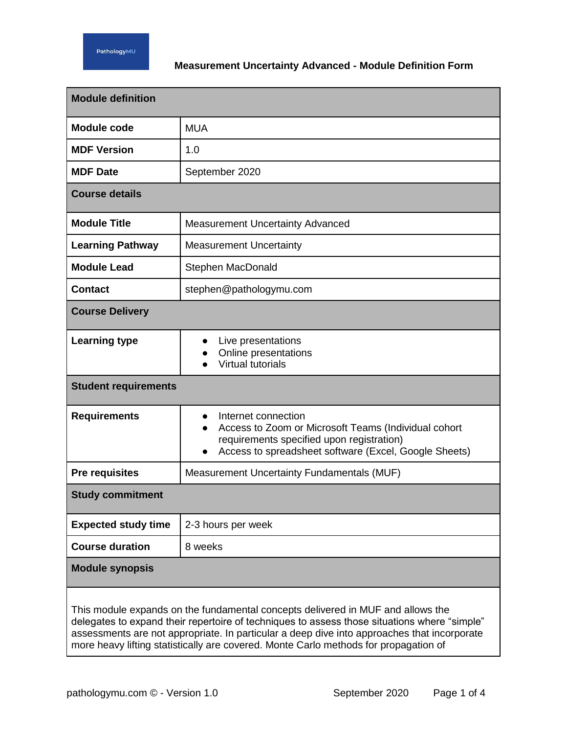PathologyMU

# Measurement Uncertainty Advanced - Module Definition Form

| **Module definition** | |
|---|---|
| **Module code** | MUA |
| **MDF Version** | 1.0 |
| **MDF Date** | September 2020 |
| **Course details** | |
| **Module Title** | Measurement Uncertainty Advanced |
| **Learning Pathway** | Measurement Uncertainty |
| **Module Lead** | Stephen MacDonald |
| **Contact** | stephen@pathologymu.com |
| **Course Delivery** | |
| **Learning type** | • Live presentations<br>• Online presentations<br>• Virtual tutorials |
| **Student requirements** | |
| **Requirements** | • Internet connection<br>• Access to Zoom or Microsoft Teams (Individual cohort requirements specified upon registration)<br>• Access to spreadsheet software (Excel, Google Sheets) |
| **Pre requisites** | Measurement Uncertainty Fundamentals (MUF) |
| **Study commitment** | |
| **Expected study time** | 2-3 hours per week |
| **Course duration** | 8 weeks |
| **Module synopsis** | |

This module expands on the fundamental concepts delivered in MUF and allows the delegates to expand their repertoire of techniques to assess those situations where “simple” assessments are not appropriate. In particular a deep dive into approaches that incorporate more heavy lifting statistically are covered. Monte Carlo methods for propagation of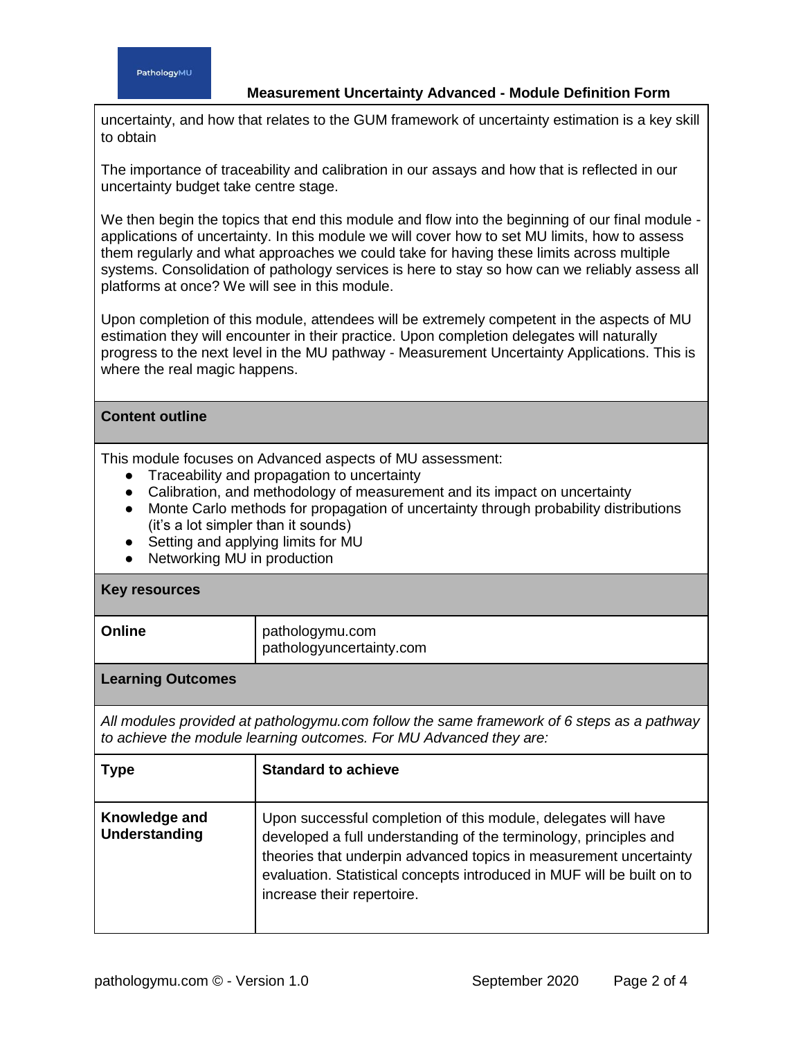uncertainty, and how that relates to the GUM framework of uncertainty estimation is a key skill to obtain

The importance of traceability and calibration in our assays and how that is reflected in our uncertainty budget take centre stage.

We then begin the topics that end this module and flow into the beginning of our final module - applications of uncertainty. In this module we will cover how to set MU limits, how to assess them regularly and what approaches we could take for having these limits across multiple systems. Consolidation of pathology services is here to stay so how can we reliably assess all platforms at once? We will see in this module.

Upon completion of this module, attendees will be extremely competent in the aspects of MU estimation they will encounter in their practice. Upon completion delegates will naturally progress to the next level in the MU pathway - Measurement Uncertainty Applications. This is where the real magic happens.

## Content outline

This module focuses on Advanced aspects of MU assessment:

- Traceability and propagation to uncertainty
- Calibration, and methodology of measurement and its impact on uncertainty
- Monte Carlo methods for propagation of uncertainty through probability distributions (it's a lot simpler than it sounds)
- Setting and applying limits for MU
- Networking MU in production

## Key resources

| | |
|---|---|
| **Online** | pathologymu.com<br>pathologyuncertainty.com |

## Learning Outcomes

*All modules provided at pathologymu.com follow the same framework of 6 steps as a pathway to achieve the module learning outcomes. For MU Advanced they are:*

| Type | Standard to achieve |
|---|---|
| **Knowledge and Understanding** | Upon successful completion of this module, delegates will have developed a full understanding of the terminology, principles and theories that underpin advanced topics in measurement uncertainty evaluation. Statistical concepts introduced in MUF will be built on to increase their repertoire. |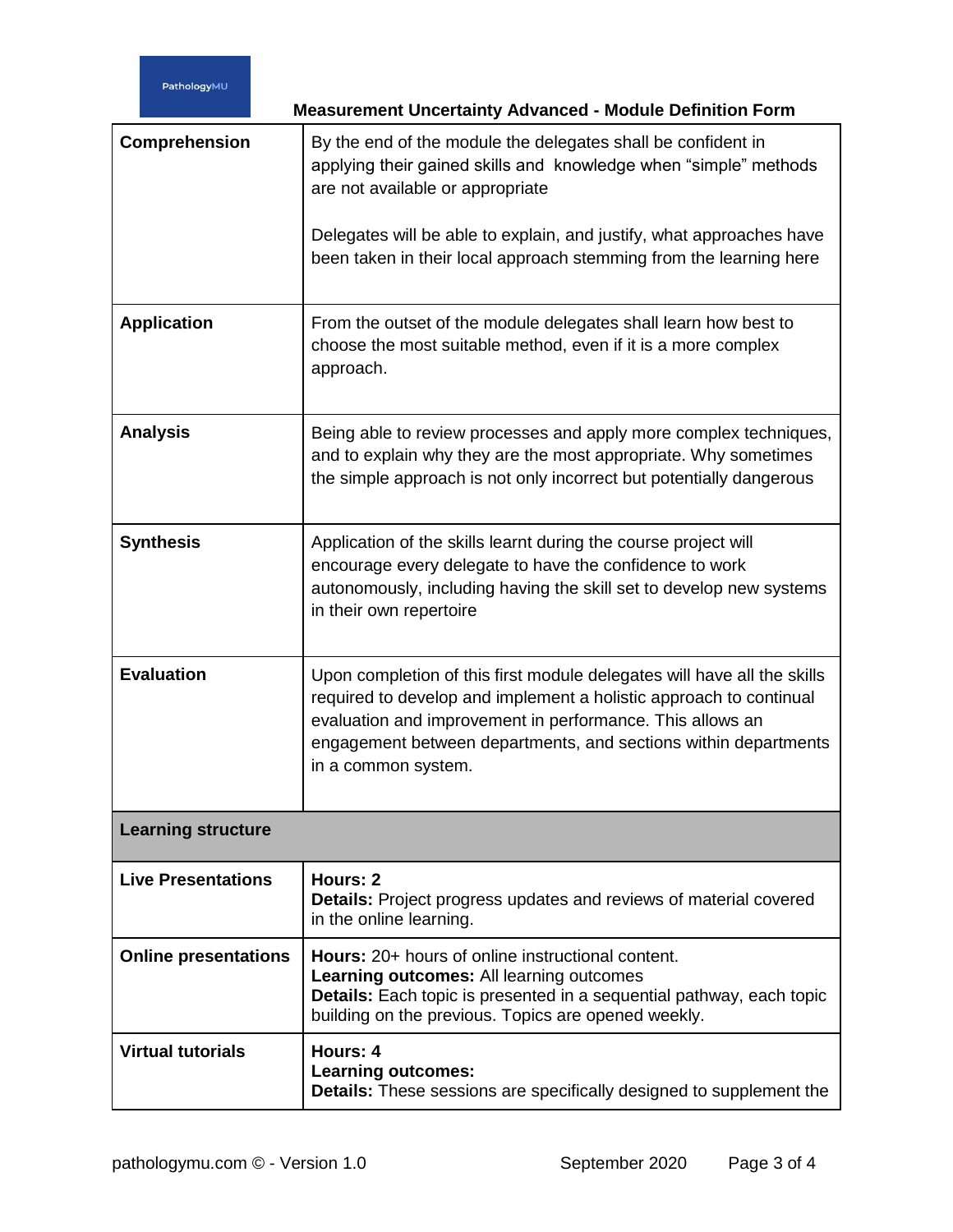| | |
|---|---|
| **Comprehension** | By the end of the module the delegates shall be confident in applying their gained skills and knowledge when "simple" methods are not available or appropriate<br><br>Delegates will be able to explain, and justify, what approaches have been taken in their local approach stemming from the learning here |
| **Application** | From the outset of the module delegates shall learn how best to choose the most suitable method, even if it is a more complex approach. |
| **Analysis** | Being able to review processes and apply more complex techniques, and to explain why they are the most appropriate. Why sometimes the simple approach is not only incorrect but potentially dangerous |
| **Synthesis** | Application of the skills learnt during the course project will encourage every delegate to have the confidence to work autonomously, including having the skill set to develop new systems in their own repertoire |
| **Evaluation** | Upon completion of this first module delegates will have all the skills required to develop and implement a holistic approach to continual evaluation and improvement in performance. This allows an engagement between departments, and sections within departments in a common system. |
| **Learning structure** | |
| **Live Presentations** | **Hours: 2**<br>**Details:** Project progress updates and reviews of material covered in the online learning. |
| **Online presentations** | **Hours:** 20+ hours of online instructional content.<br>**Learning outcomes:** All learning outcomes<br>**Details:** Each topic is presented in a sequential pathway, each topic building on the previous. Topics are opened weekly. |
| **Virtual tutorials** | **Hours: 4**<br>**Learning outcomes:**<br>**Details:** These sessions are specifically designed to supplement the |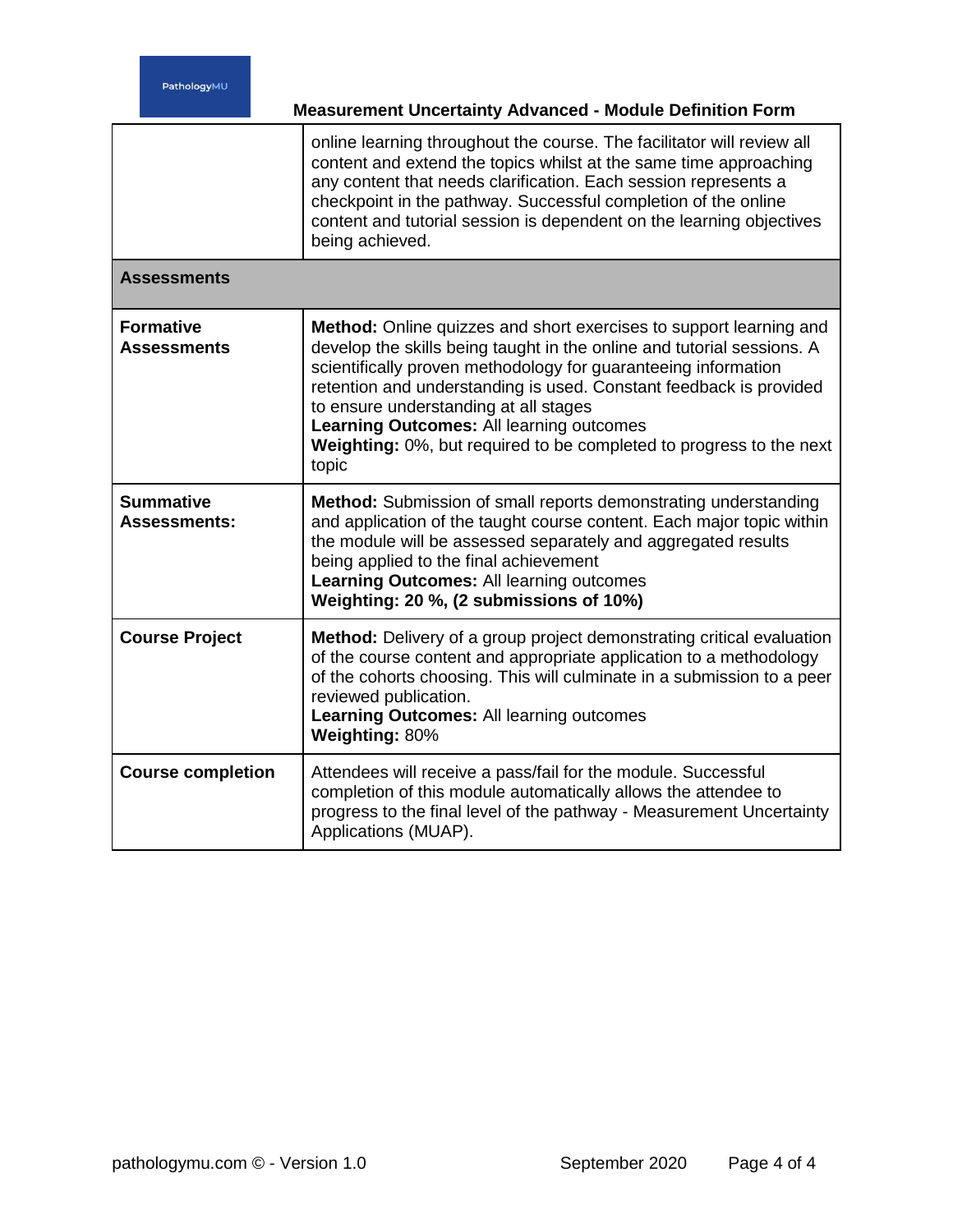| | |
|---|---|
| | online learning throughout the course. The facilitator will review all content and extend the topics whilst at the same time approaching any content that needs clarification. Each session represents a checkpoint in the pathway. Successful completion of the online content and tutorial session is dependent on the learning objectives being achieved. |
| **Assessments** | |
| **Formative Assessments** | **Method:** Online quizzes and short exercises to support learning and develop the skills being taught in the online and tutorial sessions. A scientifically proven methodology for guaranteeing information retention and understanding is used. Constant feedback is provided to ensure understanding at all stages<br>**Learning Outcomes:** All learning outcomes<br>**Weighting:** 0%, but required to be completed to progress to the next topic |
| **Summative Assessments:** | **Method:** Submission of small reports demonstrating understanding and application of the taught course content. Each major topic within the module will be assessed separately and aggregated results being applied to the final achievement<br>**Learning Outcomes:** All learning outcomes<br>**Weighting: 20 %, (2 submissions of 10%)** |
| **Course Project** | **Method:** Delivery of a group project demonstrating critical evaluation of the course content and appropriate application to a methodology of the cohorts choosing. This will culminate in a submission to a peer reviewed publication.<br>**Learning Outcomes:** All learning outcomes<br>**Weighting:** 80% |
| **Course completion** | Attendees will receive a pass/fail for the module. Successful completion of this module automatically allows the attendee to progress to the final level of the pathway - Measurement Uncertainty Applications (MUAP). |